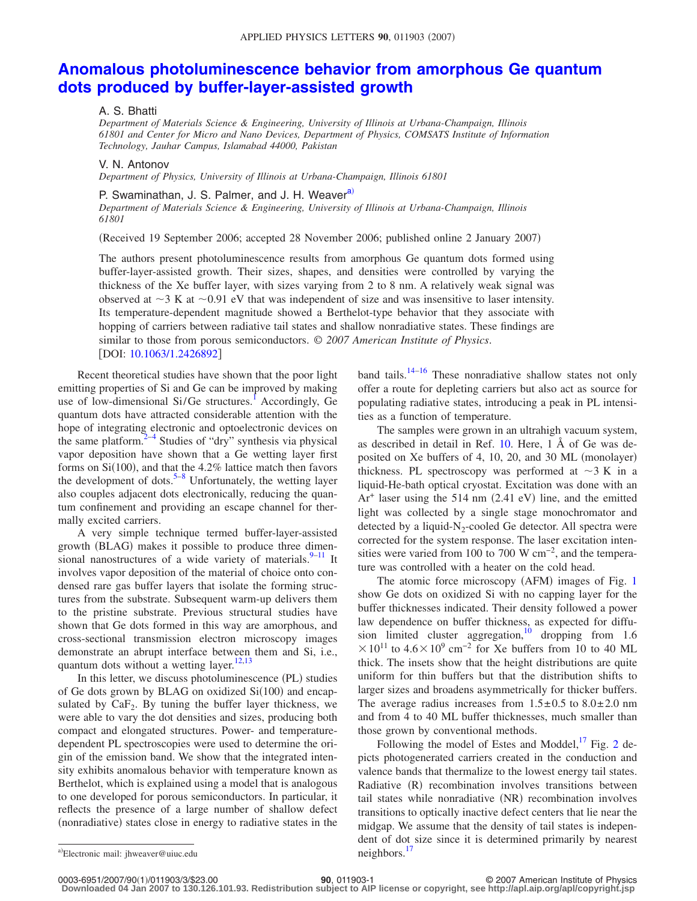# Anomalous photoluminescence behavior from amorphous Ge quantum dots produced by buffer-layer-assisted growth

A. S. Bhatti

*Department of Materials Science & Engineering, University of Illinois at Urbana-Champaign, Illinois 61801 and Center for Micro and Nano Devices, Department of Physics, COMSATS Institute of Information Technology, Jauhar Campus, Islamabad 44000, Pakistan*

V. N. Antonov

*Department of Physics, University of Illinois at Urbana-Champaign, Illinois 61801*

P. Swaminathan, J. S. Palmer, and J. H. Weaver[a]

*Department of Materials Science & Engineering, University of Illinois at Urbana-Champaign, Illinois 61801*

(Received 19 September 2006; accepted 28 November 2006; published online 2 January 2007)

The authors present photoluminescence results from amorphous Ge quantum dots formed using buffer-layer-assisted growth. Their sizes, shapes, and densities were controlled by varying the thickness of the Xe buffer layer, with sizes varying from 2 to 8 nm. A relatively weak signal was observed at ~3 K at ~0.91 eV that was independent of size and was insensitive to laser intensity. Its temperature-dependent magnitude showed a Berthelot-type behavior that they associate with hopping of carriers between radiative tail states and shallow nonradiative states. These findings are similar to those from porous semiconductors. *© 2007 American Institute of Physics*. [DOI: 10.1063/1.2426892]

Recent theoretical studies have shown that the poor light emitting properties of Si and Ge can be improved by making use of low-dimensional Si/Ge structures.[1] Accordingly, Ge quantum dots have attracted considerable attention with the hope of integrating electronic and optoelectronic devices on the same platform.[2–4] Studies of "dry" synthesis via physical vapor deposition have shown that a Ge wetting layer first forms on Si(100), and that the 4.2% lattice match then favors the development of dots.[5–8] Unfortunately, the wetting layer also couples adjacent dots electronically, reducing the quantum confinement and providing an escape channel for thermally excited carriers.

A very simple technique termed buffer-layer-assisted growth (BLAG) makes it possible to produce three dimensional nanostructures of a wide variety of materials.[9–11] It involves vapor deposition of the material of choice onto condensed rare gas buffer layers that isolate the forming structures from the substrate. Subsequent warm-up delivers them to the pristine substrate. Previous structural studies have shown that Ge dots formed in this way are amorphous, and cross-sectional transmission electron microscopy images demonstrate an abrupt interface between them and Si, i.e., quantum dots without a wetting layer.[12,13]

In this letter, we discuss photoluminescence (PL) studies of Ge dots grown by BLAG on oxidized Si(100) and encapsulated by $CaF_2$. By tuning the buffer layer thickness, we were able to vary the dot densities and sizes, producing both compact and elongated structures. Power- and temperature-dependent PL spectroscopies were used to determine the origin of the emission band. We show that the integrated intensity exhibits anomalous behavior with temperature known as Berthelot, which is explained using a model that is analogous to one developed for porous semiconductors. In particular, it reflects the presence of a large number of shallow defect (nonradiative) states close in energy to radiative states in the band tails.[14–16] These nonradiative shallow states not only offer a route for depleting carriers but also act as source for populating radiative states, introducing a peak in PL intensities as a function of temperature.

The samples were grown in an ultrahigh vacuum system, as described in detail in Ref. 10. Here, 1 Å of Ge was deposited on Xe buffers of 4, 10, 20, and 30 ML (monolayer) thickness. PL spectroscopy was performed at ~3 K in a liquid-He-bath optical cryostat. Excitation was done with an $Ar^+$ laser using the 514 nm (2.41 eV) line, and the emitted light was collected by a single stage monochromator and detected by a liquid-$N_2$-cooled Ge detector. All spectra were corrected for the system response. The laser excitation intensities were varied from 100 to 700 W cm$^{-2}$, and the temperature was controlled with a heater on the cold head.

The atomic force microscopy (AFM) images of Fig. 1 show Ge dots on oxidized Si with no capping layer for the buffer thicknesses indicated. Their density followed a power law dependence on buffer thickness, as expected for diffusion limited cluster aggregation,[10] dropping from $1.6 \times 10^{11}$ to $4.6 \times 10^{9}$ cm$^{-2}$ for Xe buffers from 10 to 40 ML thick. The insets show that the height distributions are quite uniform for thin buffers but that the distribution shifts to larger sizes and broadens asymmetrically for thicker buffers. The average radius increases from $1.5 \pm 0.5$ to $8.0 \pm 2.0$ nm and from 4 to 40 ML buffer thicknesses, much smaller than those grown by conventional methods.

Following the model of Estes and Moddel,[17] Fig. 2 depicts photogenerated carriers created in the conduction and valence bands that thermalize to the lowest energy tail states. Radiative (R) recombination involves transitions between tail states while nonradiative (NR) recombination involves transitions to optically inactive defect centers that lie near the midgap. We assume that the density of tail states is independent of dot size since it is determined primarily by nearest neighbors.[17]

[a]Electronic mail: jhweaver@uiuc.edu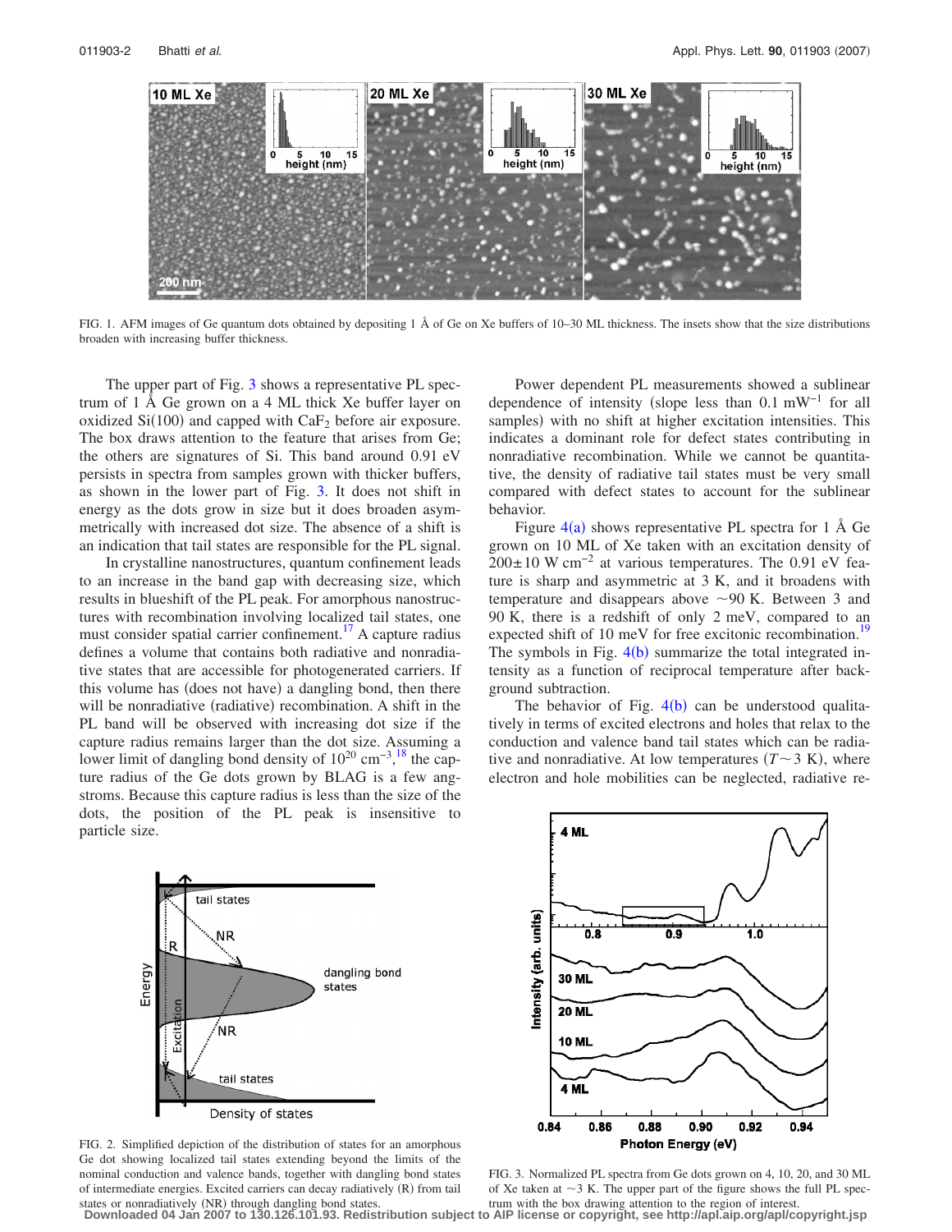FIG. 1. AFM images of Ge quantum dots obtained by depositing 1 Å of Ge on Xe buffers of 10–30 ML thickness. The insets show that the size distributions broaden with increasing buffer thickness.

The upper part of Fig. 3 shows a representative PL spectrum of 1 Å Ge grown on a 4 ML thick Xe buffer layer on oxidized Si(100) and capped with $CaF_2$ before air exposure. The box draws attention to the feature that arises from Ge; the others are signatures of Si. This band around 0.91 eV persists in spectra from samples grown with thicker buffers, as shown in the lower part of Fig. 3. It does not shift in energy as the dots grow in size but it does broaden asymmetrically with increased dot size. The absence of a shift is an indication that tail states are responsible for the PL signal.

In crystalline nanostructures, quantum confinement leads to an increase in the band gap with decreasing size, which results in blueshift of the PL peak. For amorphous nanostructures with recombination involving localized tail states, one must consider spatial carrier confinement.[17] A capture radius defines a volume that contains both radiative and nonradiative states that are accessible for photogenerated carriers. If this volume has (does not have) a dangling bond, then there will be nonradiative (radiative) recombination. A shift in the PL band will be observed with increasing dot size if the capture radius remains larger than the dot size. Assuming a lower limit of dangling bond density of $10^{20}$ cm$^{-3}$,[18] the capture radius of the Ge dots grown by BLAG is a few angstroms. Because this capture radius is less than the size of the dots, the position of the PL peak is insensitive to particle size.

Power dependent PL measurements showed a sublinear dependence of intensity (slope less than 0.1 mW$^{-1}$ for all samples) with no shift at higher excitation intensities. This indicates a dominant role for defect states contributing in nonradiative recombination. While we cannot be quantitative, the density of radiative tail states must be very small compared with defect states to account for the sublinear behavior.

Figure 4(a) shows representative PL spectra for 1 Å Ge grown on 10 ML of Xe taken with an excitation density of $200 \pm 10$ W cm$^{-2}$ at various temperatures. The 0.91 eV feature is sharp and asymmetric at 3 K, and it broadens with temperature and disappears above ~90 K. Between 3 and 90 K, there is a redshift of only 2 meV, compared to an expected shift of 10 meV for free excitonic recombination.[19] The symbols in Fig. 4(b) summarize the total integrated intensity as a function of reciprocal temperature after background subtraction.

The behavior of Fig. 4(b) can be understood qualitatively in terms of excited electrons and holes that relax to the conduction and valence band tail states which can be radiative and nonradiative. At low temperatures ($T \sim 3$ K), where electron and hole mobilities can be neglected, radiative re-

FIG. 2. Simplified depiction of the distribution of states for an amorphous Ge dot showing localized tail states extending beyond the limits of the nominal conduction and valence bands, together with dangling bond states of intermediate energies. Excited carriers can decay radiatively (R) from tail states or nonradiatively (NR) through dangling bond states.

FIG. 3. Normalized PL spectra from Ge dots grown on 4, 10, 20, and 30 ML of Xe taken at ~3 K. The upper part of the figure shows the full PL spectrum with the box drawing attention to the region of interest.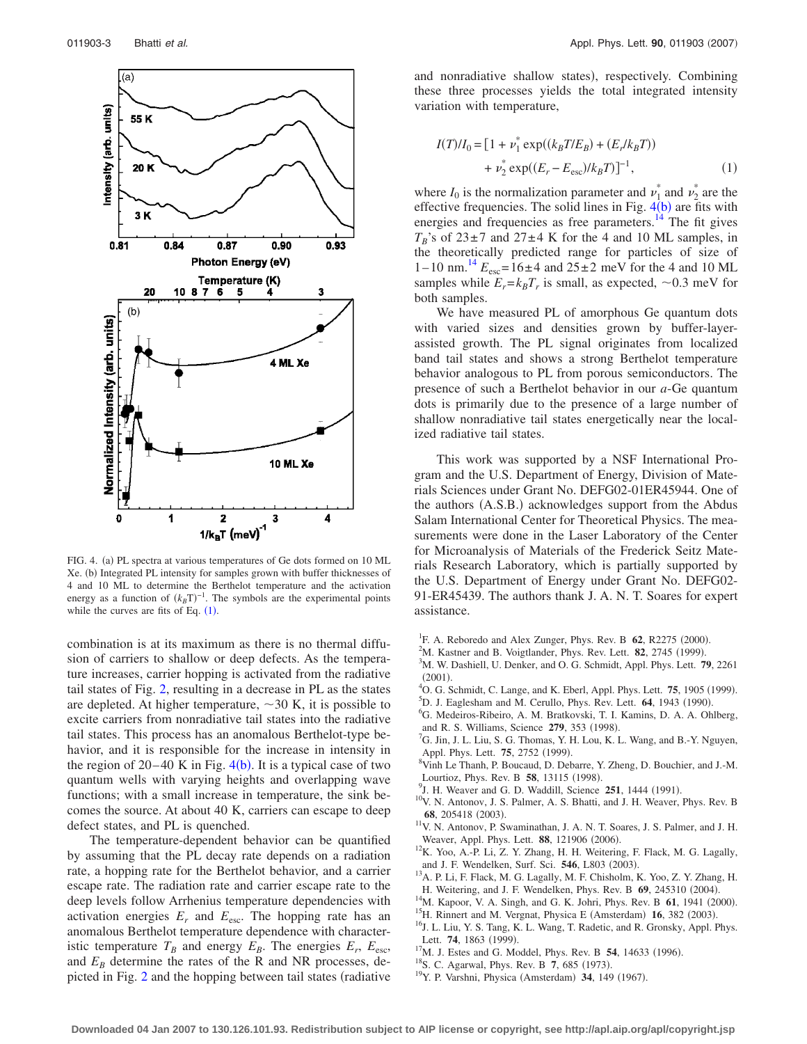(a)

Intensity (arb. units)

55 K

20 K

3 K

0.81 0.84 0.87 0.90 0.93

Photon Energy (eV)

Temperature (K)

20 10 8 7 6 5 4 3

(b)

Normalized Intensity (arb. units)

4 ML Xe

10 ML Xe

0 1 2 3 4

$1/k_BT$ (meV)$^{-1}$

FIG. 4. (a) PL spectra at various temperatures of Ge dots formed on 10 ML Xe. (b) Integrated PL intensity for samples grown with buffer thicknesses of 4 and 10 ML to determine the Berthelot temperature and the activation energy as a function of $(k_BT)^{-1}$. The symbols are the experimental points while the curves are fits of Eq. (1).

combination is at its maximum as there is no thermal diffusion of carriers to shallow or deep defects. As the temperature increases, carrier hopping is activated from the radiative tail states of Fig. 2, resulting in a decrease in PL as the states are depleted. At higher temperature, ~30 K, it is possible to excite carriers from nonradiative tail states into the radiative tail states. This process has an anomalous Berthelot-type behavior, and it is responsible for the increase in intensity in the region of 20–40 K in Fig. 4(b). It is a typical case of two quantum wells with varying heights and overlapping wave functions; with a small increase in temperature, the sink becomes the source. At about 40 K, carriers can escape to deep defect states, and PL is quenched.

The temperature-dependent behavior can be quantified by assuming that the PL decay rate depends on a radiation rate, a hopping rate for the Berthelot behavior, and a carrier escape rate. The radiation rate and carrier escape rate to the deep levels follow Arrhenius temperature dependencies with activation energies $E_r$ and $E_{\mathrm{esc}}$. The hopping rate has an anomalous Berthelot temperature dependence with characteristic temperature $T_B$ and energy $E_B$. The energies $E_r$, $E_{\mathrm{esc}}$, and $E_B$ determine the rates of the R and NR processes, depicted in Fig. 2 and the hopping between tail states (radiative and nonradiative shallow states), respectively. Combining these three processes yields the total integrated intensity variation with temperature,

$$I(T)/I_0 = [1 + \nu_1^* \exp((k_BT/E_B) + (E_r/k_BT)) + \nu_2^* \exp((E_r - E_{\mathrm{esc}})/k_BT)]^{-1}, \tag{1}$$

where $I_0$ is the normalization parameter and $\nu_1^*$ and $\nu_2^*$ are the effective frequencies. The solid lines in Fig. 4(b) are fits with energies and frequencies as free parameters.[14] The fit gives $T_B$'s of $23 \pm 7$ and $27 \pm 4$ K for the 4 and 10 ML samples, in the theoretically predicted range for particles of size of 1–10 nm.[14] $E_{\mathrm{esc}} = 16 \pm 4$ and $25 \pm 2$ meV for the 4 and 10 ML samples while $E_r = k_BT_r$ is small, as expected, ~0.3 meV for both samples.

We have measured PL of amorphous Ge quantum dots with varied sizes and densities grown by buffer-layer-assisted growth. The PL signal originates from localized band tail states and shows a strong Berthelot temperature behavior analogous to PL from porous semiconductors. The presence of such a Berthelot behavior in our *a*-Ge quantum dots is primarily due to the presence of a large number of shallow nonradiative tail states energetically near the localized radiative tail states.

This work was supported by a NSF International Program and the U.S. Department of Energy, Division of Materials Sciences under Grant No. DEFG02-01ER45944. One of the authors (A.S.B.) acknowledges support from the Abdus Salam International Center for Theoretical Physics. The measurements were done in the Laser Laboratory of the Center for Microanalysis of Materials of the Frederick Seitz Materials Research Laboratory, which is partially supported by the U.S. Department of Energy under Grant No. DEFG02-91-ER45439. The authors thank J. A. N. T. Soares for expert assistance.

[1] F. A. Reboredo and Alex Zunger, Phys. Rev. B **62**, R2275 (2000).
[2] M. Kastner and B. Voigtlander, Phys. Rev. Lett. **82**, 2745 (1999).
[3] M. W. Dashiell, U. Denker, and O. G. Schmidt, Appl. Phys. Lett. **79**, 2261 (2001).
[4] O. G. Schmidt, C. Lange, and K. Eberl, Appl. Phys. Lett. **75**, 1905 (1999).
[5] D. J. Eaglesham and M. Cerullo, Phys. Rev. Lett. **64**, 1943 (1990).
[6] G. Medeiros-Ribeiro, A. M. Bratkovski, T. I. Kamins, D. A. A. Ohlberg, and R. S. Williams, Science **279**, 353 (1998).
[7] G. Jin, J. L. Liu, S. G. Thomas, Y. H. Lou, K. L. Wang, and B.-Y. Nguyen, Appl. Phys. Lett. **75**, 2752 (1999).
[8] Vinh Le Thanh, P. Boucaud, D. Debarre, Y. Zheng, D. Bouchier, and J.-M. Lourtioz, Phys. Rev. B **58**, 13115 (1998).
[9] J. H. Weaver and G. D. Waddill, Science **251**, 1444 (1991).
[10] V. N. Antonov, J. S. Palmer, A. S. Bhatti, and J. H. Weaver, Phys. Rev. B **68**, 205418 (2003).
[11] V. N. Antonov, P. Swaminathan, J. A. N. T. Soares, J. S. Palmer, and J. H. Weaver, Appl. Phys. Lett. **88**, 121906 (2006).
[12] K. Yoo, A.-P. Li, Z. Y. Zhang, H. H. Weitering, F. Flack, M. G. Lagally, and J. F. Wendelken, Surf. Sci. **546**, L803 (2003).
[13] A. P. Li, F. Flack, M. G. Lagally, M. F. Chisholm, K. Yoo, Z. Y. Zhang, H. H. Weitering, and J. F. Wendelken, Phys. Rev. B **69**, 245310 (2004).
[14] M. Kapoor, V. A. Singh, and G. K. Johri, Phys. Rev. B **61**, 1941 (2000).
[15] H. Rinnert and M. Vergnat, Physica E (Amsterdam) **16**, 382 (2003).
[16] J. L. Liu, Y. S. Tang, K. L. Wang, T. Radetic, and R. Gronsky, Appl. Phys. Lett. **74**, 1863 (1999).
[17] M. J. Estes and G. Moddel, Phys. Rev. B **54**, 14633 (1996).
[18] S. C. Agarwal, Phys. Rev. B **7**, 685 (1973).
[19] Y. P. Varshni, Physica (Amsterdam) **34**, 149 (1967).